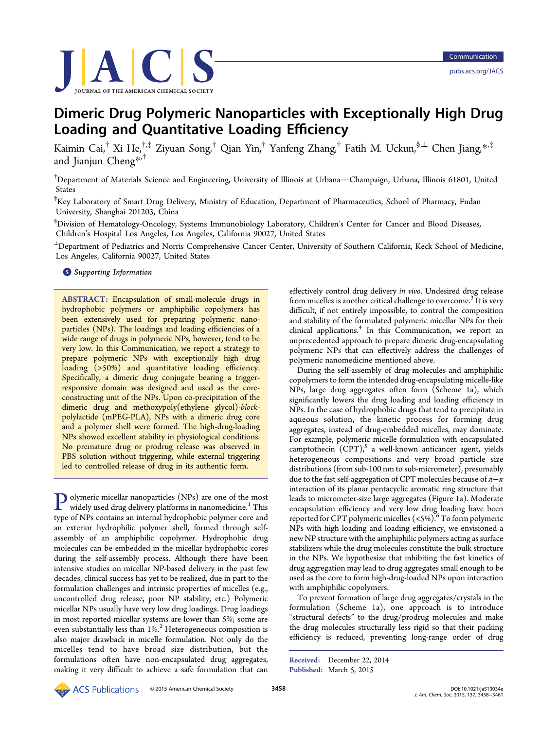# Dimeric Drug Polymeric Nanoparticles with Exceptionally High Drug Loading and Quantitative Loading Efficiency

Kaimin Cai,[†] Xi He,[†,‡] Ziyuan Song,[†] Qian Yin,[†] Yanfeng Zhang,[†] Fatih M. Uckun,[§,⊥] Chen Jiang,[*,‡] and Jianjun Cheng[*,†]

[†]Department of Materials Science and Engineering, University of Illinois at Urbana—Champaign, Urbana, Illinois 61801, United States

[‡]Key Laboratory of Smart Drug Delivery, Ministry of Education, Department of Pharmaceutics, School of Pharmacy, Fudan University, Shanghai 201203, China

[§]Division of Hematology-Oncology, Systems Immunobiology Laboratory, Children's Center for Cancer and Blood Diseases, Children's Hospital Los Angeles, Los Angeles, California 90027, United States

[⊥]Department of Pediatrics and Norris Comprehensive Cancer Center, University of Southern California, Keck School of Medicine, Los Angeles, California 90027, United States

**S** *Supporting Information*

**ABSTRACT:** Encapsulation of small-molecule drugs in hydrophobic polymers or amphiphilic copolymers has been extensively used for preparing polymeric nanoparticles (NPs). The loadings and loading efficiencies of a wide range of drugs in polymeric NPs, however, tend to be very low. In this Communication, we report a strategy to prepare polymeric NPs with exceptionally high drug loading (>50%) and quantitative loading efficiency. Specifically, a dimeric drug conjugate bearing a trigger-responsive domain was designed and used as the core-constructing unit of the NPs. Upon co-precipitation of the dimeric drug and methoxypoly(ethylene glycol)-*block*-polylactide (mPEG-PLA), NPs with a dimeric drug core and a polymer shell were formed. The high-drug-loading NPs showed excellent stability in physiological conditions. No premature drug or prodrug release was observed in PBS solution without triggering, while external triggering led to controlled release of drug in its authentic form.

Polymeric micellar nanoparticles (NPs) are one of the most widely used drug delivery platforms in nanomedicine.[1] This type of NPs contains an internal hydrophobic polymer core and an exterior hydrophilic polymer shell, formed through self-assembly of an amphiphilic copolymer. Hydrophobic drug molecules can be embedded in the micellar hydrophobic cores during the self-assembly process. Although there have been intensive studies on micellar NP-based delivery in the past few decades, clinical success has yet to be realized, due in part to the formulation challenges and intrinsic properties of micelles (e.g., uncontrolled drug release, poor NP stability, etc.) Polymeric micellar NPs usually have very low drug loadings. Drug loadings in most reported micellar systems are lower than 5%; some are even substantially less than 1%.[2] Heterogeneous composition is also major drawback in micelle formulation. Not only do the micelles tend to have broad size distribution, but the formulations often have non-encapsulated drug aggregates, making it very difficult to achieve a safe formulation that can effectively control drug delivery *in vivo*. Undesired drug release from micelles is another critical challenge to overcome.[3] It is very difficult, if not entirely impossible, to control the composition and stability of the formulated polymeric micellar NPs for their clinical applications.[4] In this Communication, we report an unprecedented approach to prepare dimeric drug-encapsulating polymeric NPs that can effectively address the challenges of polymeric nanomedicine mentioned above.

During the self-assembly of drug molecules and amphiphilic copolymers to form the intended drug-encapsulating micelle-like NPs, large drug aggregates often form (Scheme 1a), which significantly lowers the drug loading and loading efficiency in NPs. In the case of hydrophobic drugs that tend to precipitate in aqueous solution, the kinetic process for forming drug aggregates, instead of drug-embedded micelles, may dominate. For example, polymeric micelle formulation with encapsulated camptothecin (CPT),[5] a well-known anticancer agent, yields heterogeneous compositions and very broad particle size distributions (from sub-100 nm to sub-micrometer), presumably due to the fast self-aggregation of CPT molecules because of $\pi$−$\pi$ interaction of its planar pentacyclic aromatic ring structure that leads to micrometer-size large aggregates (Figure 1a). Moderate encapsulation efficiency and very low drug loading have been reported for CPT polymeric micelles (<5%).[6] To form polymeric NPs with high loading and loading efficiency, we envisioned a new NP structure with the amphiphilic polymers acting as surface stabilizers while the drug molecules constitute the bulk structure in the NPs. We hypothesize that inhibiting the fast kinetics of drug aggregation may lead to drug aggregates small enough to be used as the core to form high-drug-loaded NPs upon interaction with amphiphilic copolymers.

To prevent formation of large drug aggregates/crystals in the formulation (Scheme 1a), one approach is to introduce "structural defects" to the drug/prodrug molecules and make the drug molecules structurally less rigid so that their packing efficiency is reduced, preventing long-range order of drug

**Received:** December 22, 2014
**Published:** March 5, 2015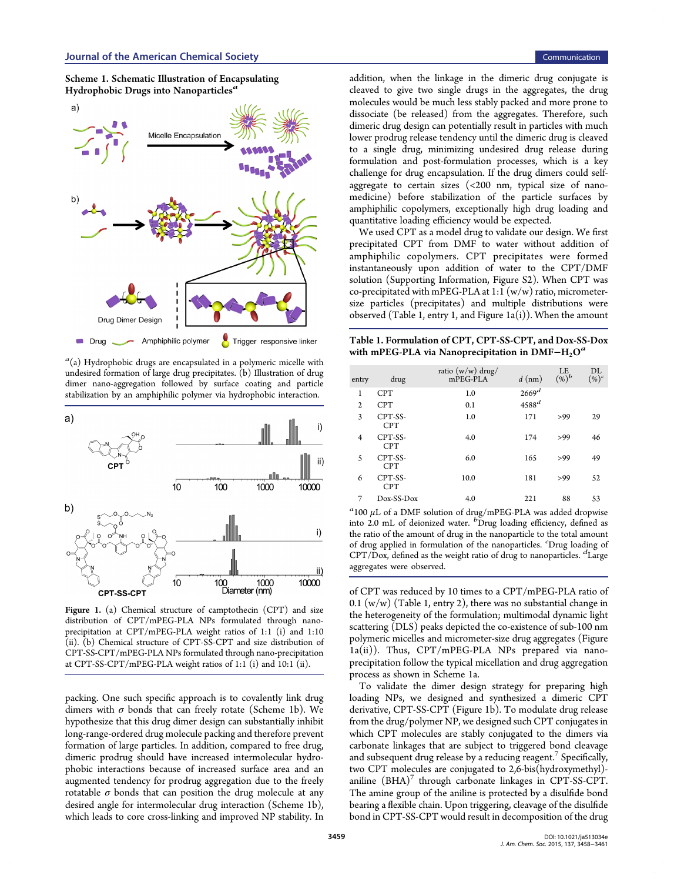**Scheme 1. Schematic Illustration of Encapsulating Hydrophobic Drugs into Nanoparticles**[a]

[a](a) Hydrophobic drugs are encapsulated in a polymeric micelle with undesired formation of large drug precipitates. (b) Illustration of drug dimer nano-aggregation followed by surface coating and particle stabilization by an amphiphilic polymer via hydrophobic interaction.

**Figure 1.** (a) Chemical structure of camptothecin (CPT) and size distribution of CPT/mPEG-PLA NPs formulated through nano-precipitation at CPT/mPEG-PLA weight ratios of 1:1 (i) and 1:10 (ii). (b) Chemical structure of CPT-SS-CPT and size distribution of CPT-SS-CPT/mPEG-PLA NPs formulated through nano-precipitation at CPT-SS-CPT/mPEG-PLA weight ratios of 1:1 (i) and 10:1 (ii).

packing. One such specific approach is to covalently link drug dimers with $\sigma$ bonds that can freely rotate (Scheme 1b). We hypothesize that this drug dimer design can substantially inhibit long-range-ordered drug molecule packing and therefore prevent formation of large particles. In addition, compared to free drug, dimeric prodrug should have increased intermolecular hydrophobic interactions because of increased surface area and an augmented tendency for prodrug aggregation due to the freely rotatable $\sigma$ bonds that can position the drug molecule at any desired angle for intermolecular drug interaction (Scheme 1b), which leads to core cross-linking and improved NP stability. In addition, when the linkage in the dimeric drug conjugate is cleaved to give two single drugs in the aggregates, the drug molecules would be much less stably packed and more prone to dissociate (be released) from the aggregates. Therefore, such dimeric drug design can potentially result in particles with much lower prodrug release tendency until the dimeric drug is cleaved to a single drug, minimizing undesired drug release during formulation and post-formulation processes, which is a key challenge for drug encapsulation. If the drug dimers could self-aggregate to certain sizes (<200 nm, typical size of nanomedicine) before stabilization of the particle surfaces by amphiphilic copolymers, exceptionally high drug loading and quantitative loading efficiency would be expected.

We used CPT as a model drug to validate our design. We first precipitated CPT from DMF to water without addition of amphiphilic copolymers. CPT precipitates were formed instantaneously upon addition of water to the CPT/DMF solution (Supporting Information, Figure S2). When CPT was co-precipitated with mPEG-PLA at 1:1 (w/w) ratio, micrometer-size particles (precipitates) and multiple distributions were observed (Table 1, entry 1, and Figure 1a(i)). When the amount of CPT was reduced by 10 times to a CPT/mPEG-PLA ratio of 0.1 (w/w) (Table 1, entry 2), there was no substantial change in the heterogeneity of the formulation; multimodal dynamic light scattering (DLS) peaks depicted the co-existence of sub-100 nm polymeric micelles and micrometer-size drug aggregates (Figure 1a(ii)). Thus, CPT/mPEG-PLA NPs prepared via nano-precipitation follow the typical micellation and drug aggregation process as shown in Scheme 1a.

**Table 1. Formulation of CPT, CPT-SS-CPT, and Dox-SS-Dox with mPEG-PLA via Nanoprecipitation in DMF−$H_2O$**[a]

| entry | drug | ratio (w/w) drug/mPEG-PLA | $d$ (nm) | LE (%)[b] | DL (%)[c] |
|---|---|---|---|---|---|
| 1 | CPT | 1.0 | 2669[d] | | |
| 2 | CPT | 0.1 | 4588[d] | | |
| 3 | CPT-SS-CPT | 1.0 | 171 | >99 | 29 |
| 4 | CPT-SS-CPT | 4.0 | 174 | >99 | 46 |
| 5 | CPT-SS-CPT | 6.0 | 165 | >99 | 49 |
| 6 | CPT-SS-CPT | 10.0 | 181 | >99 | 52 |
| 7 | Dox-SS-Dox | 4.0 | 221 | 88 | 53 |

[a]100 $\mu$L of a DMF solution of drug/mPEG-PLA was added dropwise into 2.0 mL of deionized water. [b]Drug loading efficiency, defined as the ratio of the amount of drug in the nanoparticle to the total amount of drug applied in formulation of the nanoparticles. [c]Drug loading of CPT/Dox, defined as the weight ratio of drug to nanoparticles. [d]Large aggregates were observed.

To validate the dimer design strategy for preparing high loading NPs, we designed and synthesized a dimeric CPT derivative, CPT-SS-CPT (Figure 1b). To modulate drug release from the drug/polymer NP, we designed such CPT conjugates in which CPT molecules are stably conjugated to the dimers via carbonate linkages that are subject to triggered bond cleavage and subsequent drug release by a reducing reagent.[7] Specifically, two CPT molecules are conjugated to 2,6-bis(hydroxymethyl)-aniline (BHA)[7] through carbonate linkages in CPT-SS-CPT. The amine group of the aniline is protected by a disulfide bond bearing a flexible chain. Upon triggering, cleavage of the disulfide bond in CPT-SS-CPT would result in decomposition of the drug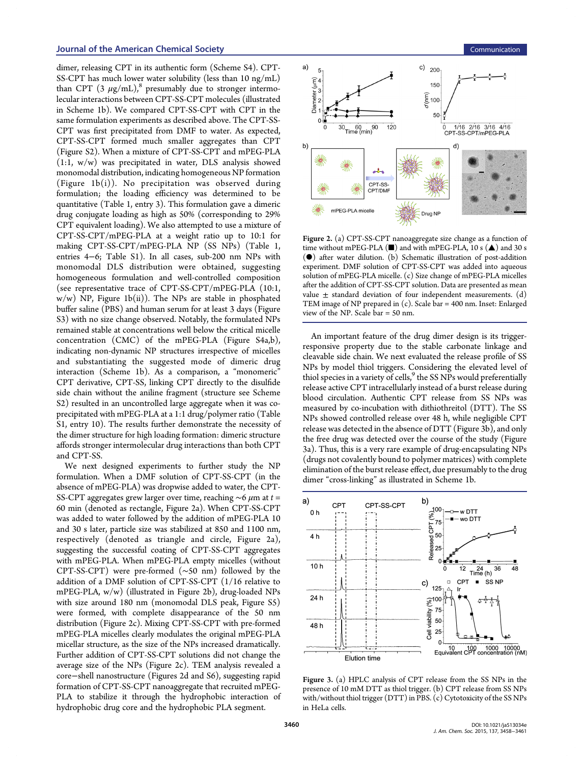dimer, releasing CPT in its authentic form (Scheme S4). CPT-SS-CPT has much lower water solubility (less than 10 ng/mL) than CPT (3 $\mu$g/mL),[8] presumably due to stronger intermolecular interactions between CPT-SS-CPT molecules (illustrated in Scheme 1b). We compared CPT-SS-CPT with CPT in the same formulation experiments as described above. The CPT-SS-CPT was first precipitated from DMF to water. As expected, CPT-SS-CPT formed much smaller aggregates than CPT (Figure S2). When a mixture of CPT-SS-CPT and mPEG-PLA (1:1, w/w) was precipitated in water, DLS analysis showed monomodal distribution, indicating homogeneous NP formation (Figure 1b(i)). No precipitation was observed during formulation; the loading efficiency was determined to be quantitative (Table 1, entry 3). This formulation gave a dimeric drug conjugate loading as high as 50% (corresponding to 29% CPT equivalent loading). We also attempted to use a mixture of CPT-SS-CPT/mPEG-PLA at a weight ratio up to 10:1 for making CPT-SS-CPT/mPEG-PLA NP (SS NPs) (Table 1, entries 4–6; Table S1). In all cases, sub-200 nm NPs with monomodal DLS distribution were obtained, suggesting homogeneous formulation and well-controlled composition (see representative trace of CPT-SS-CPT/mPEG-PLA (10:1, w/w) NP, Figure 1b(ii)). The NPs are stable in phosphated buffer saline (PBS) and human serum for at least 3 days (Figure S3) with no size change observed. Notably, the formulated NPs remained stable at concentrations well below the critical micelle concentration (CMC) of the mPEG-PLA (Figure S4a,b), indicating non-dynamic NP structures irrespective of micelles and substantiating the suggested mode of dimeric drug interaction (Scheme 1b). As a comparison, a "monomeric" CPT derivative, CPT-SS, linking CPT directly to the disulfide side chain without the aniline fragment (structure see Scheme S2) resulted in an uncontrolled large aggregate when it was co-precipitated with mPEG-PLA at a 1:1 drug/polymer ratio (Table S1, entry 10). The results further demonstrate the necessity of the dimer structure for high loading formation: dimeric structure affords stronger intermolecular drug interactions than both CPT and CPT-SS.

We next designed experiments to further study the NP formulation. When a DMF solution of CPT-SS-CPT (in the absence of mPEG-PLA) was dropwise added to water, the CPT-SS-CPT aggregates grew larger over time, reaching ~6 $\mu$m at $t$ = 60 min (denoted as rectangle, Figure 2a). When CPT-SS-CPT was added to water followed by the addition of mPEG-PLA 10 and 30 s later, particle size was stabilized at 850 and 1100 nm, respectively (denoted as triangle and circle, Figure 2a), suggesting the successful coating of CPT-SS-CPT aggregates with mPEG-PLA. When mPEG-PLA empty micelles (without CPT-SS-CPT) were pre-formed (~50 nm) followed by the addition of a DMF solution of CPT-SS-CPT (1/16 relative to mPEG-PLA, w/w) (illustrated in Figure 2b), drug-loaded NPs with size around 180 nm (monomodal DLS peak, Figure S5) were formed, with complete disappearance of the 50 nm distribution (Figure 2c). Mixing CPT-SS-CPT with pre-formed mPEG-PLA micelles clearly modulates the original mPEG-PLA micellar structure, as the size of the NPs increased dramatically. Further addition of CPT-SS-CPT solutions did not change the average size of the NPs (Figure 2c). TEM analysis revealed a core–shell nanostructure (Figures 2d and S6), suggesting rapid formation of CPT-SS-CPT nanoaggregate that recruited mPEG-PLA to stabilize it through the hydrophobic interaction of hydrophobic drug core and the hydrophobic PLA segment.

**Figure 2.** (a) CPT-SS-CPT nanoaggregate size change as a function of time without mPEG-PLA (■) and with mPEG-PLA, 10 s (▲) and 30 s (●) after water dilution. (b) Schematic illustration of post-addition experiment. DMF solution of CPT-SS-CPT was added into aqueous solution of mPEG-PLA micelle. (c) Size change of mPEG-PLA micelles after the addition of CPT-SS-CPT solution. Data are presented as mean value ± standard deviation of four independent measurements. (d) TEM image of NP prepared in (c). Scale bar = 400 nm. Inset: Enlarged view of the NP. Scale bar = 50 nm.

An important feature of the drug dimer design is its trigger-responsive property due to the stable carbonate linkage and cleavable side chain. We next evaluated the release profile of SS NPs by model thiol triggers. Considering the elevated level of thiol species in a variety of cells,[9] the SS NPs would preferentially release active CPT intracellularly instead of a burst release during blood circulation. Authentic CPT release from SS NPs was measured by co-incubation with dithiothreitol (DTT). The SS NPs showed controlled release over 48 h, while negligible CPT release was detected in the absence of DTT (Figure 3b), and only the free drug was detected over the course of the study (Figure 3a). Thus, this is a very rare example of drug-encapsulating NPs (drugs not covalently bound to polymer matrices) with complete elimination of the burst release effect, due presumably to the drug dimer "cross-linking" as illustrated in Scheme 1b.

**Figure 3.** (a) HPLC analysis of CPT release from the SS NPs in the presence of 10 mM DTT as thiol trigger. (b) CPT release from SS NPs with/without thiol trigger (DTT) in PBS. (c) Cytotoxicity of the SS NPs in HeLa cells.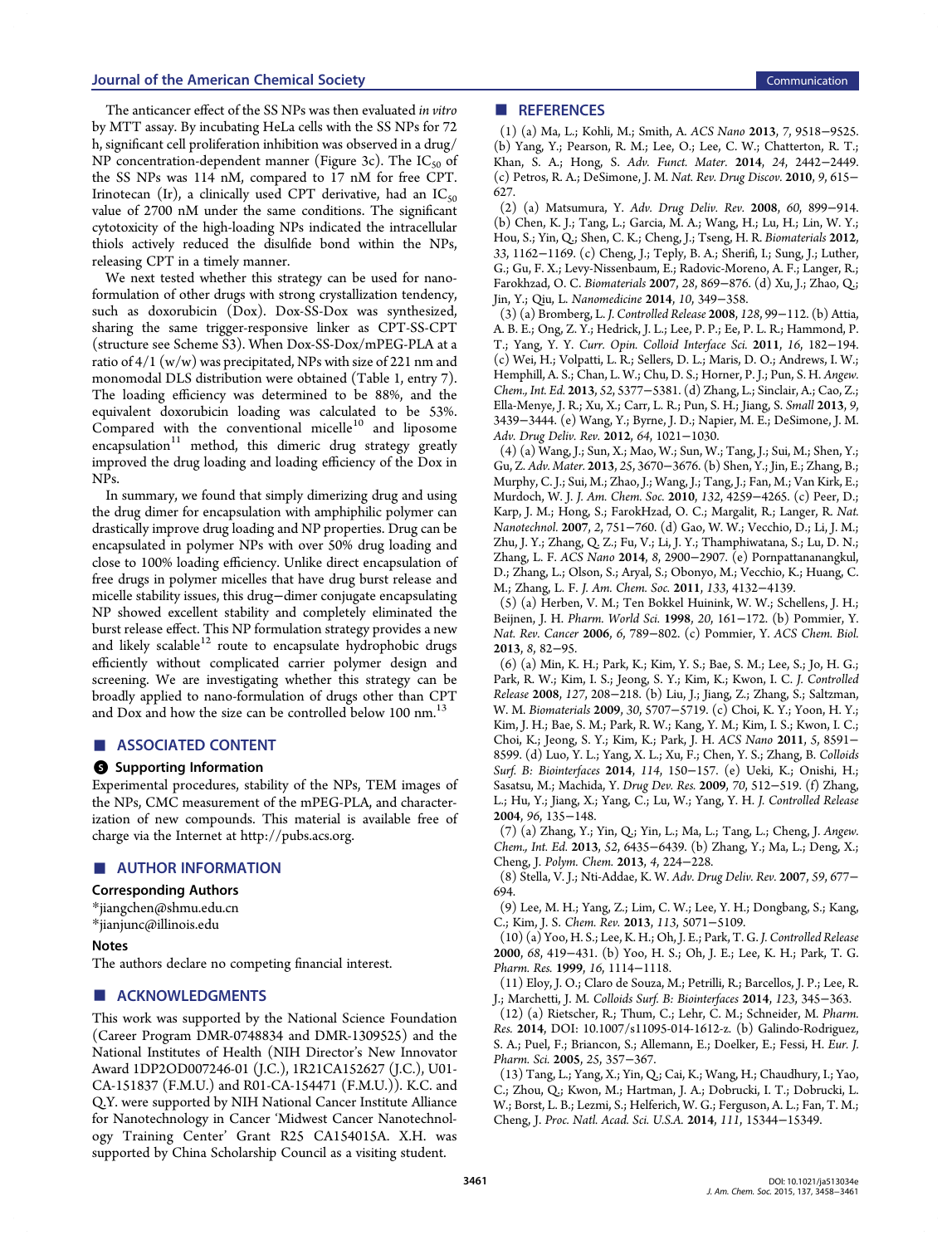The anticancer effect of the SS NPs was then evaluated *in vitro* by MTT assay. By incubating HeLa cells with the SS NPs for 72 h, significant cell proliferation inhibition was observed in a drug/NP concentration-dependent manner (Figure 3c). The $IC_{50}$ of the SS NPs was 114 nM, compared to 17 nM for free CPT. Irinotecan (Ir), a clinically used CPT derivative, had an $IC_{50}$ value of 2700 nM under the same conditions. The significant cytotoxicity of the high-loading NPs indicated the intracellular thiols actively reduced the disulfide bond within the NPs, releasing CPT in a timely manner.

We next tested whether this strategy can be used for nanoformulation of other drugs with strong crystallization tendency, such as doxorubicin (Dox). Dox-SS-Dox was synthesized, sharing the same trigger-responsive linker as CPT-SS-CPT (structure see Scheme S3). When Dox-SS-Dox/mPEG-PLA at a ratio of 4/1 (w/w) was precipitated, NPs with size of 221 nm and monomodal DLS distribution were obtained (Table 1, entry 7). The loading efficiency was determined to be 88%, and the equivalent doxorubicin loading was calculated to be 53%. Compared with the conventional micelle[10] and liposome encapsulation[11] method, this dimeric drug strategy greatly improved the drug loading and loading efficiency of the Dox in NPs.

In summary, we found that simply dimerizing drug and using the drug dimer for encapsulation with amphiphilic polymer can drastically improve drug loading and NP properties. Drug can be encapsulated in polymer NPs with over 50% drug loading and close to 100% loading efficiency. Unlike direct encapsulation of free drugs in polymer micelles that have drug burst release and micelle stability issues, this drug−dimer conjugate encapsulating NP showed excellent stability and completely eliminated the burst release effect. This NP formulation strategy provides a new and likely scalable[12] route to encapsulate hydrophobic drugs efficiently without complicated carrier polymer design and screening. We are investigating whether this strategy can be broadly applied to nano-formulation of drugs other than CPT and Dox and how the size can be controlled below 100 nm.[13]

## ■ ASSOCIATED CONTENT

### Supporting Information

Experimental procedures, stability of the NPs, TEM images of the NPs, CMC measurement of the mPEG-PLA, and characterization of new compounds. This material is available free of charge via the Internet at http://pubs.acs.org.

## ■ AUTHOR INFORMATION

### Corresponding Authors

*jiangchen@shmu.edu.cn
*jianjunc@illinois.edu

### Notes

The authors declare no competing financial interest.

## ■ ACKNOWLEDGMENTS

This work was supported by the National Science Foundation (Career Program DMR-0748834 and DMR-1309525) and the National Institutes of Health (NIH Director's New Innovator Award 1DP2OD007246-01 (J.C.), 1R21CA152627 (J.C.), U01-CA-151837 (F.M.U.) and R01-CA-154471 (F.M.U.)). K.C. and Q.Y. were supported by NIH National Cancer Institute Alliance for Nanotechnology in Cancer 'Midwest Cancer Nanotechnology Training Center' Grant R25 CA154015A. X.H. was supported by China Scholarship Council as a visiting student.

## ■ REFERENCES

(1) (a) Ma, L.; Kohli, M.; Smith, A. *ACS Nano* **2013**, *7*, 9518−9525. (b) Yang, Y.; Pearson, R. M.; Lee, O.; Lee, C. W.; Chatterton, R. T.; Khan, S. A.; Hong, S. *Adv. Funct. Mater.* **2014**, *24*, 2442−2449. (c) Petros, R. A.; DeSimone, J. M. *Nat. Rev. Drug Discov.* **2010**, *9*, 615−627.

(2) (a) Matsumura, Y. *Adv. Drug Deliv. Rev.* **2008**, *60*, 899−914. (b) Chen, K. J.; Tang, L.; Garcia, M. A.; Wang, H.; Lu, H.; Lin, W. Y.; Hou, S.; Yin, Q.; Shen, C. K.; Cheng, J.; Tseng, H. R. *Biomaterials* **2012**, *33*, 1162−1169. (c) Cheng, J.; Teply, B. A.; Sherifi, I.; Sung, J.; Luther, G.; Gu, F. X.; Levy-Nissenbaum, E.; Radovic-Moreno, A. F.; Langer, R.; Farokhzad, O. C. *Biomaterials* **2007**, *28*, 869−876. (d) Xu, J.; Zhao, Q.; Jin, Y.; Qiu, L. *Nanomedicine* **2014**, *10*, 349−358.

(3) (a) Bromberg, L. *J. Controlled Release* **2008**, *128*, 99−112. (b) Attia, A. B. E.; Ong, Z. Y.; Hedrick, J. L.; Lee, P. P.; Ee, P. L. R.; Hammond, P. T.; Yang, Y. Y. *Curr. Opin. Colloid Interface Sci.* **2011**, *16*, 182−194. (c) Wei, H.; Volpatti, L. R.; Sellers, D. L.; Maris, D. O.; Andrews, I. W.; Hemphill, A. S.; Chan, L. W.; Chu, D. S.; Horner, P. J.; Pun, S. H. *Angew. Chem., Int. Ed.* **2013**, *52*, 5377−5381. (d) Zhang, L.; Sinclair, A.; Cao, Z.; Ella-Menye, J. R.; Xu, X.; Carr, L. R.; Pun, S. H.; Jiang, S. *Small* **2013**, *9*, 3439−3444. (e) Wang, Y.; Byrne, J. D.; Napier, M. E.; DeSimone, J. M. *Adv. Drug Deliv. Rev.* **2012**, *64*, 1021−1030.

(4) (a) Wang, J.; Sun, X.; Mao, W.; Sun, W.; Tang, J.; Sui, M.; Shen, Y.; Gu, Z. *Adv. Mater.* **2013**, *25*, 3670−3676. (b) Shen, Y.; Jin, E.; Zhang, B.; Murphy, C. J.; Sui, M.; Zhao, J.; Wang, J.; Tang, J.; Fan, M.; Van Kirk, E.; Murdoch, W. J. *J. Am. Chem. Soc.* **2010**, *132*, 4259−4265. (c) Peer, D.; Karp, J. M.; Hong, S.; FarokHzad, O. C.; Margalit, R.; Langer, R. *Nat. Nanotechnol.* **2007**, *2*, 751−760. (d) Gao, W. W.; Vecchio, D.; Li, J. M.; Zhu, J. Y.; Zhang, Q. Z.; Fu, V.; Li, J. Y.; Thamphiwatana, S.; Lu, D. N.; Zhang, L. F. *ACS Nano* **2014**, *8*, 2900−2907. (e) Pornpattananangkul, D.; Zhang, L.; Olson, S.; Aryal, S.; Obonyo, M.; Vecchio, K.; Huang, C. M.; Zhang, L. F. *J. Am. Chem. Soc.* **2011**, *133*, 4132−4139.

(5) (a) Herben, V. M.; Ten Bokkel Huinink, W. W.; Schellens, J. H.; Beijnen, J. H. *Pharm. World Sci.* **1998**, *20*, 161−172. (b) Pommier, Y. *Nat. Rev. Cancer* **2006**, *6*, 789−802. (c) Pommier, Y. *ACS Chem. Biol.* **2013**, *8*, 82−95.

(6) (a) Min, K. H.; Park, K.; Kim, Y. S.; Bae, S. M.; Lee, S.; Jo, H. G.; Park, R. W.; Kim, I. S.; Jeong, S. Y.; Kim, K.; Kwon, I. C. *J. Controlled Release* **2008**, *127*, 208−218. (b) Liu, J.; Jiang, Z.; Zhang, S.; Saltzman, W. M. *Biomaterials* **2009**, *30*, 5707−5719. (c) Choi, K. Y.; Yoon, H. Y.; Kim, J. H.; Bae, S. M.; Park, R. W.; Kang, Y. M.; Kim, I. S.; Kwon, I. C.; Choi, K.; Jeong, S. Y.; Kim, K.; Park, J. H. *ACS Nano* **2011**, *5*, 8591−8599. (d) Luo, Y. L.; Yang, X. L.; Xu, F.; Chen, Y. S.; Zhang, B. *Colloids Surf. B: Biointerfaces* **2014**, *114*, 150−157. (e) Ueki, K.; Onishi, H.; Sasatsu, M.; Machida, Y. *Drug Dev. Res.* **2009**, *70*, 512−519. (f) Zhang, L.; Hu, Y.; Jiang, X.; Yang, C.; Lu, W.; Yang, Y. H. *J. Controlled Release* **2004**, *96*, 135−148.

(7) (a) Zhang, Y.; Yin, Q.; Yin, L.; Ma, L.; Tang, L.; Cheng, J. *Angew. Chem., Int. Ed.* **2013**, *52*, 6435−6439. (b) Zhang, Y.; Ma, L.; Deng, X.; Cheng, J. *Polym. Chem.* **2013**, *4*, 224−228.

(8) Stella, V. J.; Nti-Addae, K. W. *Adv. Drug Deliv. Rev.* **2007**, *59*, 677−694.

(9) Lee, M. H.; Yang, Z.; Lim, C. W.; Lee, Y. H.; Dongbang, S.; Kang, C.; Kim, J. S. *Chem. Rev.* **2013**, *113*, 5071−5109.

(10) (a) Yoo, H. S.; Lee, K. H.; Oh, J. E.; Park, T. G. *J. Controlled Release* **2000**, *68*, 419−431. (b) Yoo, H. S.; Oh, J. E.; Lee, K. H.; Park, T. G. *Pharm. Res.* **1999**, *16*, 1114−1118.

(11) Eloy, J. O.; Claro de Souza, M.; Petrilli, R.; Barcellos, J. P.; Lee, R. J.; Marchetti, J. M. *Colloids Surf. B: Biointerfaces* **2014**, *123*, 345−363.

(12) (a) Rietscher, R.; Thum, C.; Lehr, C. M.; Schneider, M. *Pharm. Res.* **2014**, DOI: 10.1007/s11095-014-1612-z. (b) Galindo-Rodriguez, S. A.; Puel, F.; Briancon, S.; Allemann, E.; Doelker, E.; Fessi, H. *Eur. J. Pharm. Sci.* **2005**, *25*, 357−367.

(13) Tang, L.; Yang, X.; Yin, Q.; Cai, K.; Wang, H.; Chaudhury, I.; Yao, C.; Zhou, Q.; Kwon, M.; Hartman, J. A.; Dobrucki, I. T.; Dobrucki, L. W.; Borst, L. B.; Lezmi, S.; Helferich, W. G.; Ferguson, A. L.; Fan, T. M.; Cheng, J. *Proc. Natl. Acad. Sci. U.S.A.* **2014**, *111*, 15344−15349.